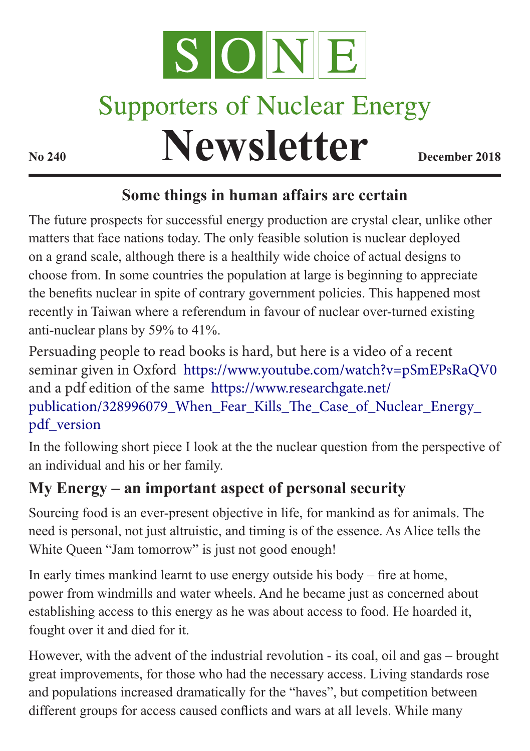# SONE

## Supporters of Nuclear Energy

# Newsletter

**No 240** **December 2018**

## Some things in human affairs are certain

The future prospects for successful energy production are crystal clear, unlike other matters that face nations today. The only feasible solution is nuclear deployed on a grand scale, although there is a healthily wide choice of actual designs to choose from. In some countries the population at large is beginning to appreciate the benefits nuclear in spite of contrary government policies. This happened most recently in Taiwan where a referendum in favour of nuclear over-turned existing anti-nuclear plans by 59% to 41%.

Persuading people to read books is hard, but here is a video of a recent seminar given in Oxford https://www.youtube.com/watch?v=pSmEPsRaQV0 and a pdf edition of the same https://www.researchgate.net/publication/328996079_When_Fear_Kills_The_Case_of_Nuclear_Energy_pdf_version

In the following short piece I look at the the nuclear question from the perspective of an individual and his or her family.

## My Energy – an important aspect of personal security

Sourcing food is an ever-present objective in life, for mankind as for animals. The need is personal, not just altruistic, and timing is of the essence. As Alice tells the White Queen "Jam tomorrow" is just not good enough!

In early times mankind learnt to use energy outside his body – fire at home, power from windmills and water wheels. And he became just as concerned about establishing access to this energy as he was about access to food. He hoarded it, fought over it and died for it.

However, with the advent of the industrial revolution - its coal, oil and gas – brought great improvements, for those who had the necessary access. Living standards rose and populations increased dramatically for the "haves", but competition between different groups for access caused conflicts and wars at all levels. While many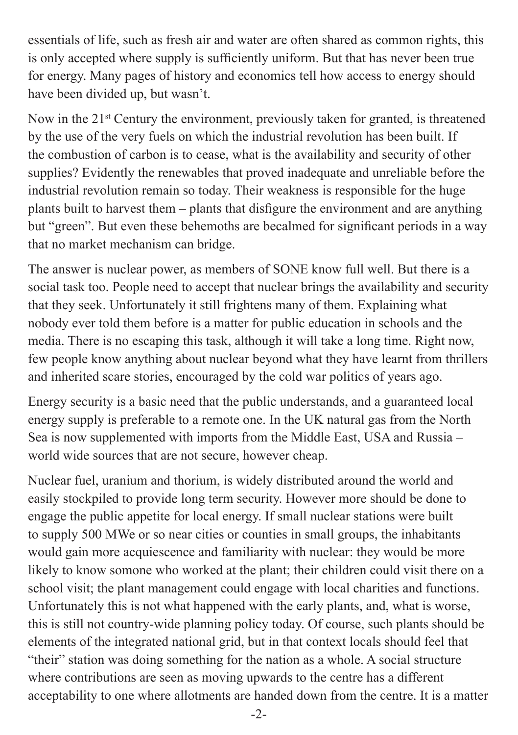essentials of life, such as fresh air and water are often shared as common rights, this is only accepted where supply is sufficiently uniform. But that has never been true for energy. Many pages of history and economics tell how access to energy should have been divided up, but wasn't.

Now in the 21st Century the environment, previously taken for granted, is threatened by the use of the very fuels on which the industrial revolution has been built. If the combustion of carbon is to cease, what is the availability and security of other supplies? Evidently the renewables that proved inadequate and unreliable before the industrial revolution remain so today. Their weakness is responsible for the huge plants built to harvest them – plants that disfigure the environment and are anything but "green". But even these behemoths are becalmed for significant periods in a way that no market mechanism can bridge.

The answer is nuclear power, as members of SONE know full well. But there is a social task too. People need to accept that nuclear brings the availability and security that they seek. Unfortunately it still frightens many of them. Explaining what nobody ever told them before is a matter for public education in schools and the media. There is no escaping this task, although it will take a long time. Right now, few people know anything about nuclear beyond what they have learnt from thrillers and inherited scare stories, encouraged by the cold war politics of years ago.

Energy security is a basic need that the public understands, and a guaranteed local energy supply is preferable to a remote one. In the UK natural gas from the North Sea is now supplemented with imports from the Middle East, USA and Russia – world wide sources that are not secure, however cheap.

Nuclear fuel, uranium and thorium, is widely distributed around the world and easily stockpiled to provide long term security. However more should be done to engage the public appetite for local energy. If small nuclear stations were built to supply 500 MWe or so near cities or counties in small groups, the inhabitants would gain more acquiescence and familiarity with nuclear: they would be more likely to know somone who worked at the plant; their children could visit there on a school visit; the plant management could engage with local charities and functions. Unfortunately this is not what happened with the early plants, and, what is worse, this is still not country-wide planning policy today. Of course, such plants should be elements of the integrated national grid, but in that context locals should feel that "their" station was doing something for the nation as a whole. A social structure where contributions are seen as moving upwards to the centre has a different acceptability to one where allotments are handed down from the centre. It is a matter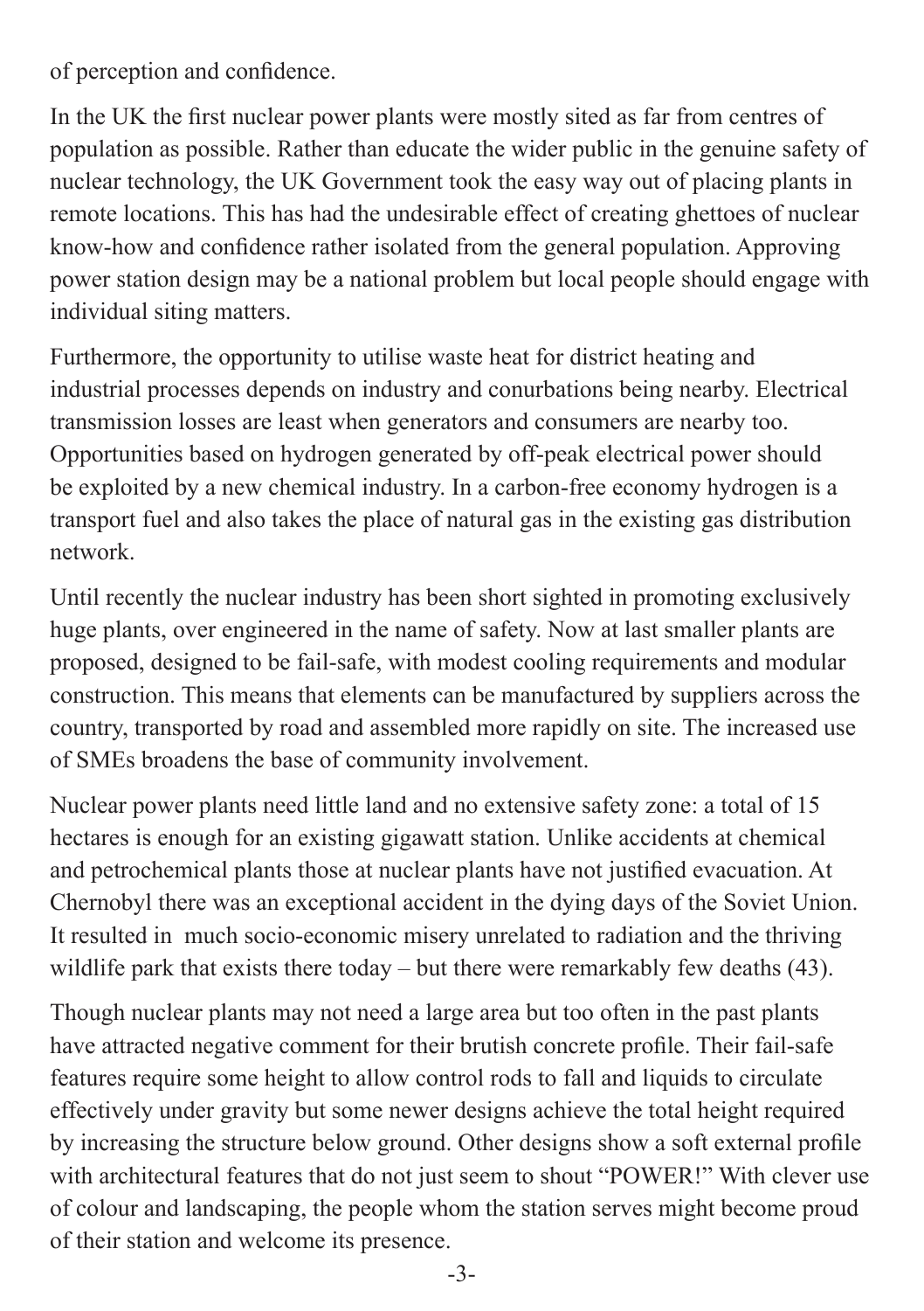of perception and confidence.

In the UK the first nuclear power plants were mostly sited as far from centres of population as possible. Rather than educate the wider public in the genuine safety of nuclear technology, the UK Government took the easy way out of placing plants in remote locations. This has had the undesirable effect of creating ghettoes of nuclear know-how and confidence rather isolated from the general population. Approving power station design may be a national problem but local people should engage with individual siting matters.

Furthermore, the opportunity to utilise waste heat for district heating and industrial processes depends on industry and conurbations being nearby. Electrical transmission losses are least when generators and consumers are nearby too. Opportunities based on hydrogen generated by off-peak electrical power should be exploited by a new chemical industry. In a carbon-free economy hydrogen is a transport fuel and also takes the place of natural gas in the existing gas distribution network.

Until recently the nuclear industry has been short sighted in promoting exclusively huge plants, over engineered in the name of safety. Now at last smaller plants are proposed, designed to be fail-safe, with modest cooling requirements and modular construction. This means that elements can be manufactured by suppliers across the country, transported by road and assembled more rapidly on site. The increased use of SMEs broadens the base of community involvement.

Nuclear power plants need little land and no extensive safety zone: a total of 15 hectares is enough for an existing gigawatt station. Unlike accidents at chemical and petrochemical plants those at nuclear plants have not justified evacuation. At Chernobyl there was an exceptional accident in the dying days of the Soviet Union. It resulted in much socio-economic misery unrelated to radiation and the thriving wildlife park that exists there today – but there were remarkably few deaths (43).

Though nuclear plants may not need a large area but too often in the past plants have attracted negative comment for their brutish concrete profile. Their fail-safe features require some height to allow control rods to fall and liquids to circulate effectively under gravity but some newer designs achieve the total height required by increasing the structure below ground. Other designs show a soft external profile with architectural features that do not just seem to shout "POWER!" With clever use of colour and landscaping, the people whom the station serves might become proud of their station and welcome its presence.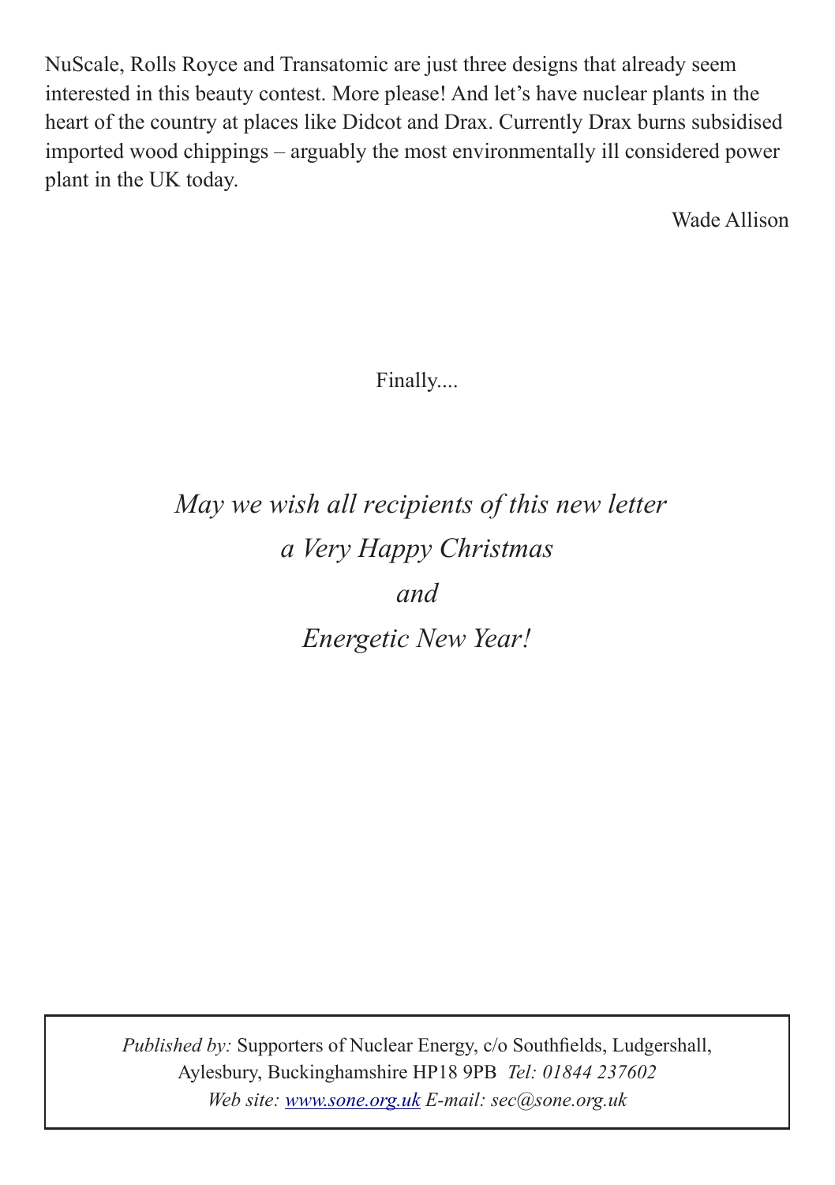NuScale, Rolls Royce and Transatomic are just three designs that already seem interested in this beauty contest. More please! And let's have nuclear plants in the heart of the country at places like Didcot and Drax. Currently Drax burns subsidised imported wood chippings – arguably the most environmentally ill considered power plant in the UK today.

Wade Allison

Finally....

*May we wish all recipients of this new letter*
*a Very Happy Christmas*
*and*
*Energetic New Year!*

*Published by:* Supporters of Nuclear Energy, c/o Southfields, Ludgershall, Aylesbury, Buckinghamshire HP18 9PB *Tel: 01844 237602*
*Web site: [www.sone.org.uk](http://www.sone.org.uk) E-mail: sec@sone.org.uk*